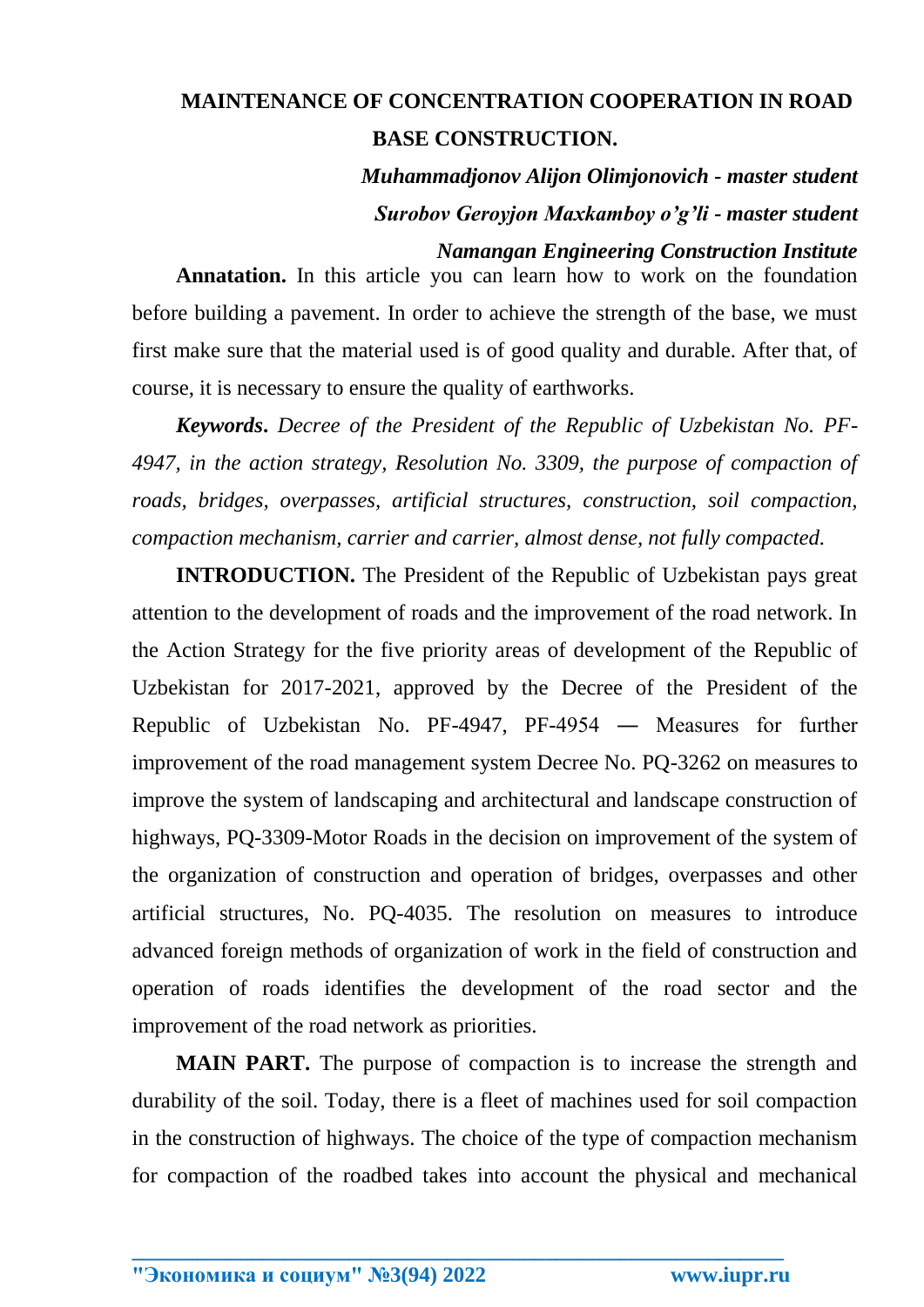# MAINTENANCE OF CONCENTRATION COOPERATION IN ROAD BASE CONSTRUCTION.

***Muhammadjonov Alijon Olimjonovich - master student***

***Surobov Geroyjon Maxkamboy o'g'li - master student***

***Namangan Engineering Construction Institute***

**Annatation.** In this article you can learn how to work on the foundation before building a pavement. In order to achieve the strength of the base, we must first make sure that the material used is of good quality and durable. After that, of course, it is necessary to ensure the quality of earthworks.

***Keywords.*** *Decree of the President of the Republic of Uzbekistan No. PF-4947, in the action strategy, Resolution No. 3309, the purpose of compaction of roads, bridges, overpasses, artificial structures, construction, soil compaction, compaction mechanism, carrier and carrier, almost dense, not fully compacted.*

**INTRODUCTION.** The President of the Republic of Uzbekistan pays great attention to the development of roads and the improvement of the road network. In the Action Strategy for the five priority areas of development of the Republic of Uzbekistan for 2017-2021, approved by the Decree of the President of the Republic of Uzbekistan No. PF-4947, PF-4954 — Measures for further improvement of the road management system Decree No. PQ-3262 on measures to improve the system of landscaping and architectural and landscape construction of highways, PQ-3309-Motor Roads in the decision on improvement of the system of the organization of construction and operation of bridges, overpasses and other artificial structures, No. PQ-4035. The resolution on measures to introduce advanced foreign methods of organization of work in the field of construction and operation of roads identifies the development of the road sector and the improvement of the road network as priorities.

**MAIN PART.** The purpose of compaction is to increase the strength and durability of the soil. Today, there is a fleet of machines used for soil compaction in the construction of highways. The choice of the type of compaction mechanism for compaction of the roadbed takes into account the physical and mechanical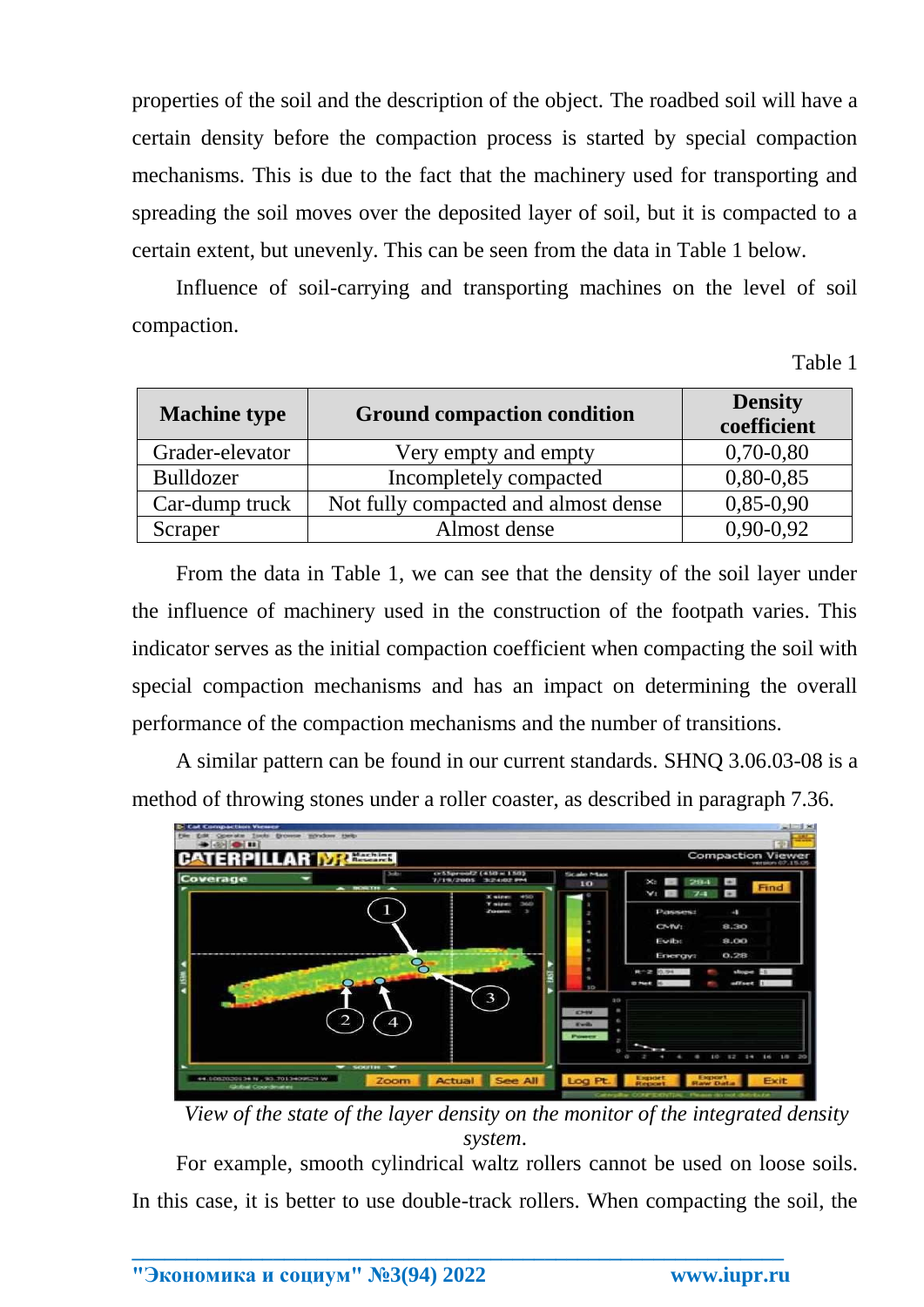properties of the soil and the description of the object. The roadbed soil will have a certain density before the compaction process is started by special compaction mechanisms. This is due to the fact that the machinery used for transporting and spreading the soil moves over the deposited layer of soil, but it is compacted to a certain extent, but unevenly. This can be seen from the data in Table 1 below.

Influence of soil-carrying and transporting machines on the level of soil compaction.

Table 1

| Machine type | Ground compaction condition | Density coefficient |
|---|---|---|
| Grader-elevator | Very empty and empty | 0,70-0,80 |
| Bulldozer | Incompletely compacted | 0,80-0,85 |
| Car-dump truck | Not fully compacted and almost dense | 0,85-0,90 |
| Scraper | Almost dense | 0,90-0,92 |

From the data in Table 1, we can see that the density of the soil layer under the influence of machinery used in the construction of the footpath varies. This indicator serves as the initial compaction coefficient when compacting the soil with special compaction mechanisms and has an impact on determining the overall performance of the compaction mechanisms and the number of transitions.

A similar pattern can be found in our current standards. SHNQ 3.06.03-08 is a method of throwing stones under a roller coaster, as described in paragraph 7.36.

*View of the state of the layer density on the monitor of the integrated density system.*

For example, smooth cylindrical waltz rollers cannot be used on loose soils. In this case, it is better to use double-track rollers. When compacting the soil, the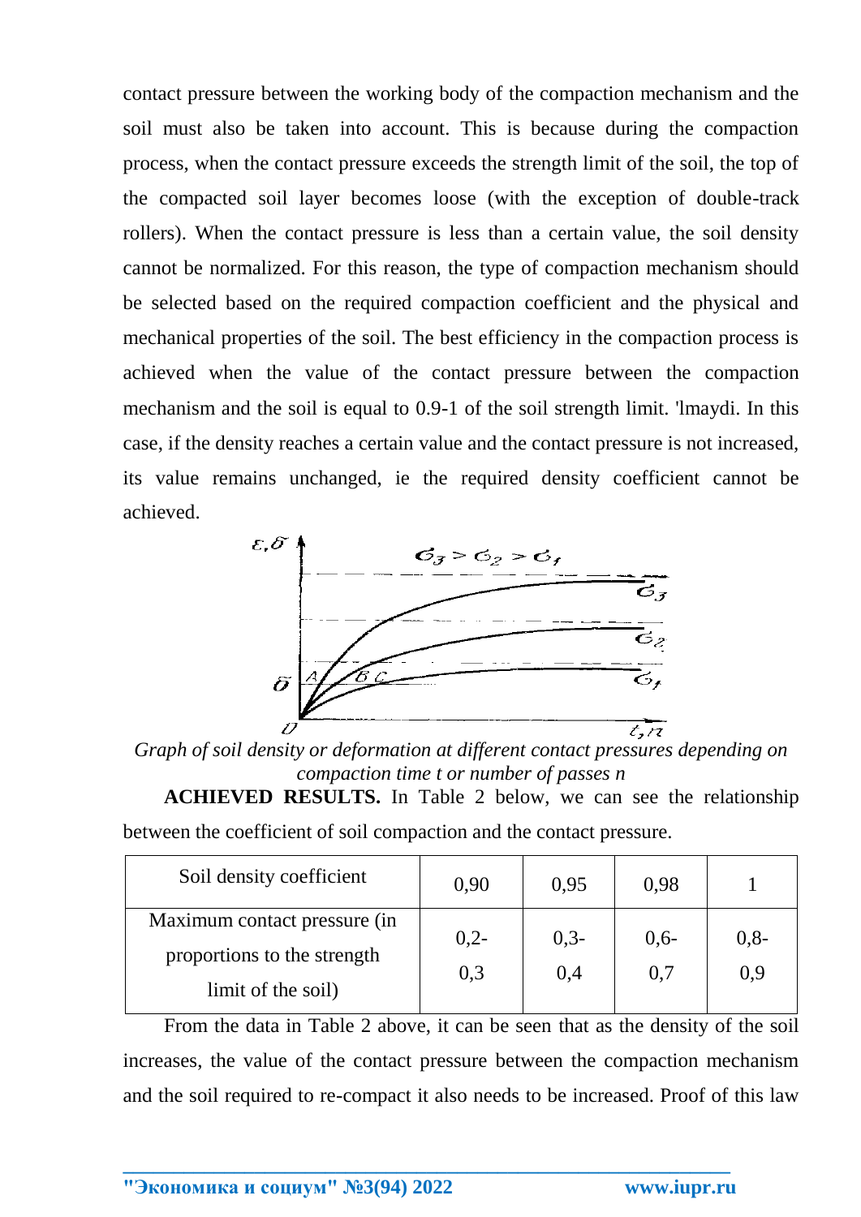contact pressure between the working body of the compaction mechanism and the soil must also be taken into account. This is because during the compaction process, when the contact pressure exceeds the strength limit of the soil, the top of the compacted soil layer becomes loose (with the exception of double-track rollers). When the contact pressure is less than a certain value, the soil density cannot be normalized. For this reason, the type of compaction mechanism should be selected based on the required compaction coefficient and the physical and mechanical properties of the soil. The best efficiency in the compaction process is achieved when the value of the contact pressure between the compaction mechanism and the soil is equal to 0.9-1 of the soil strength limit. 'lmaydi. In this case, if the density reaches a certain value and the contact pressure is not increased, its value remains unchanged, ie the required density coefficient cannot be achieved.

*Graph of soil density or deformation at different contact pressures depending on compaction time t or number of passes n*

**ACHIEVED RESULTS.** In Table 2 below, we can see the relationship between the coefficient of soil compaction and the contact pressure.

| Soil density coefficient | 0,90 | 0,95 | 0,98 | 1 |
|---|---|---|---|---|
| Maximum contact pressure (in proportions to the strength limit of the soil) | 0,2-0,3 | 0,3-0,4 | 0,6-0,7 | 0,8-0,9 |

From the data in Table 2 above, it can be seen that as the density of the soil increases, the value of the contact pressure between the compaction mechanism and the soil required to re-compact it also needs to be increased. Proof of this law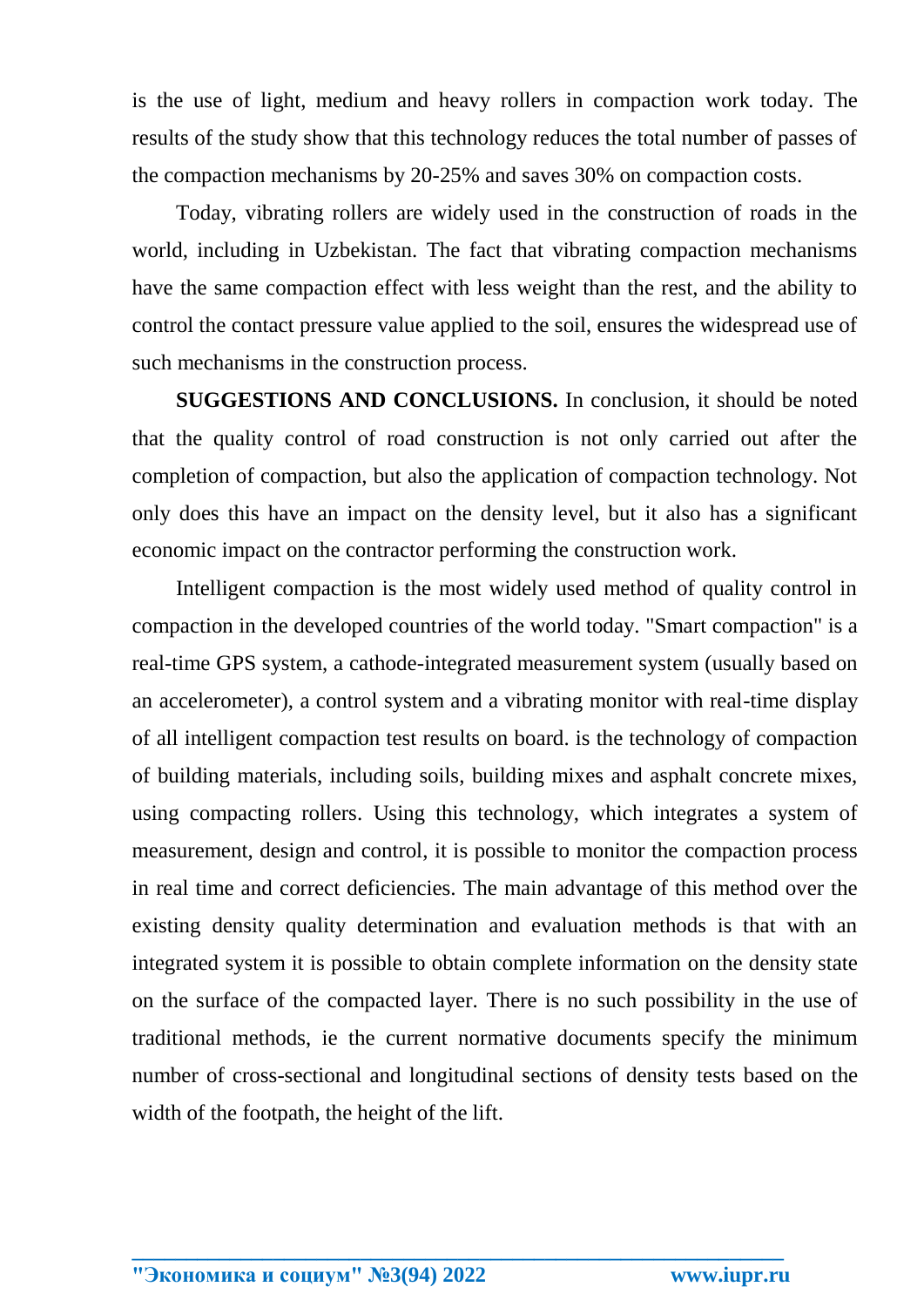is the use of light, medium and heavy rollers in compaction work today. The results of the study show that this technology reduces the total number of passes of the compaction mechanisms by 20-25% and saves 30% on compaction costs.

Today, vibrating rollers are widely used in the construction of roads in the world, including in Uzbekistan. The fact that vibrating compaction mechanisms have the same compaction effect with less weight than the rest, and the ability to control the contact pressure value applied to the soil, ensures the widespread use of such mechanisms in the construction process.

**SUGGESTIONS AND CONCLUSIONS.** In conclusion, it should be noted that the quality control of road construction is not only carried out after the completion of compaction, but also the application of compaction technology. Not only does this have an impact on the density level, but it also has a significant economic impact on the contractor performing the construction work.

Intelligent compaction is the most widely used method of quality control in compaction in the developed countries of the world today. "Smart compaction" is a real-time GPS system, a cathode-integrated measurement system (usually based on an accelerometer), a control system and a vibrating monitor with real-time display of all intelligent compaction test results on board. is the technology of compaction of building materials, including soils, building mixes and asphalt concrete mixes, using compacting rollers. Using this technology, which integrates a system of measurement, design and control, it is possible to monitor the compaction process in real time and correct deficiencies. The main advantage of this method over the existing density quality determination and evaluation methods is that with an integrated system it is possible to obtain complete information on the density state on the surface of the compacted layer. There is no such possibility in the use of traditional methods, ie the current normative documents specify the minimum number of cross-sectional and longitudinal sections of density tests based on the width of the footpath, the height of the lift.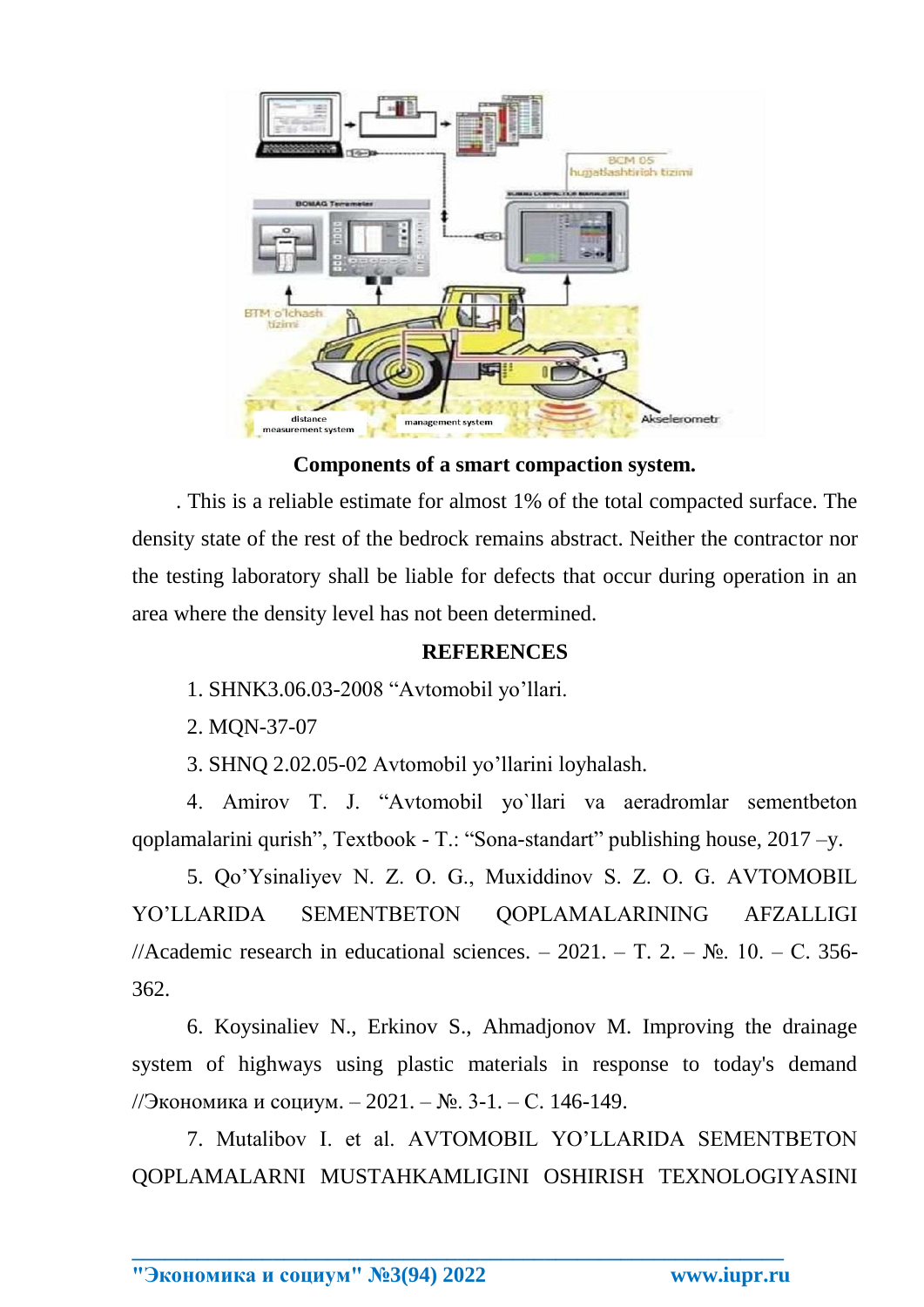**Components of a smart compaction system.**

. This is a reliable estimate for almost 1% of the total compacted surface. The density state of the rest of the bedrock remains abstract. Neither the contractor nor the testing laboratory shall be liable for defects that occur during operation in an area where the density level has not been determined.

**REFERENCES**

1. SHNK3.06.03-2008 “Avtomobil yo’llari.
2. MQN-37-07
3. SHNQ 2.02.05-02 Avtomobil yo’llarini loyhalash.
4. Amirov T. J. “Avtomobil yo`llari va aeradromlar sementbeton qoplamalarini qurish”, Textbook - T.: “Sona-standart” publishing house, 2017 –y.
5. Qo’Ysinaliyev N. Z. O. G., Muxiddinov S. Z. O. G. AVTOMOBIL YO’LLARIDA SEMENTBETON QOPLAMALARINING AFZALLIGI //Academic research in educational sciences. – 2021. – T. 2. – №. 10. – C. 356-362.
6. Koysinaliev N., Erkinov S., Ahmadjonov M. Improving the drainage system of highways using plastic materials in response to today's demand //Экономика и социум. – 2021. – №. 3-1. – С. 146-149.
7. Mutalibov I. et al. AVTOMOBIL YO’LLARIDA SEMENTBETON QOPLAMALARNI MUSTAHKAMLIGINI OSHIRISH TEXNOLOGIYASINI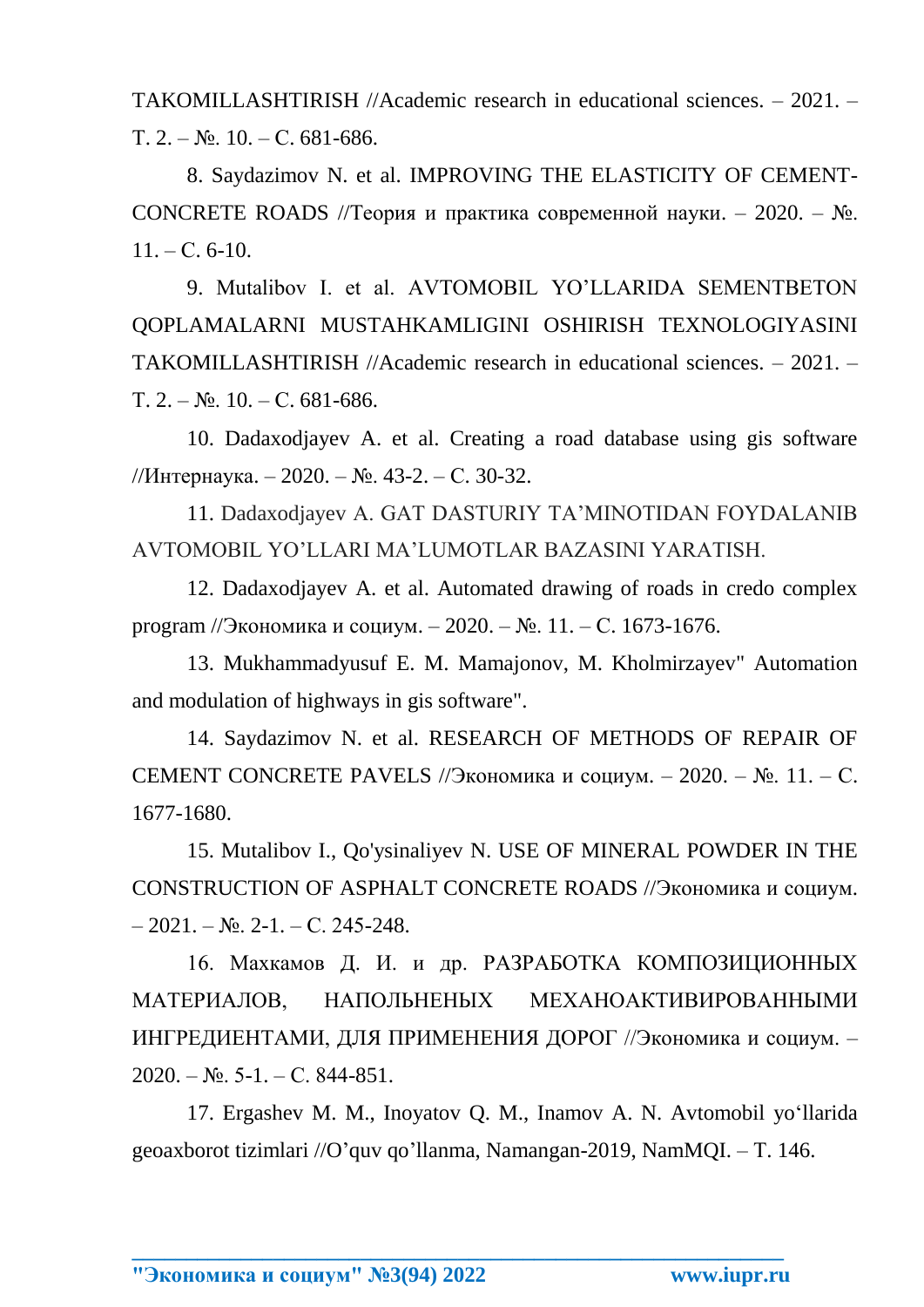TAKOMILLASHTIRISH //Academic research in educational sciences. – 2021. – T. 2. – №. 10. – С. 681-686.

8. Saydazimov N. et al. IMPROVING THE ELASTICITY OF CEMENT-CONCRETE ROADS //Теория и практика современной науки. – 2020. – №. 11. – С. 6-10.

9. Mutalibov I. et al. AVTOMOBIL YO’LLARIDA SEMENTBETON QOPLAMALARNI MUSTAHKAMLIGINI OSHIRISH TEXNOLOGIYASINI TAKOMILLASHTIRISH //Academic research in educational sciences. – 2021. – T. 2. – №. 10. – С. 681-686.

10. Dadaxodjayev A. et al. Creating a road database using gis software //Интернаука. – 2020. – №. 43-2. – С. 30-32.

11. Dadaxodjayev A. GAT DASTURIY TA’MINOTIDAN FOYDALANIB AVTOMOBIL YO’LLARI MA’LUMOTLAR BAZASINI YARATISH.

12. Dadaxodjayev A. et al. Automated drawing of roads in credo complex program //Экономика и социум. – 2020. – №. 11. – С. 1673-1676.

13. Mukhammadyusuf E. M. Mamajonov, M. Kholmirzayev" Automation and modulation of highways in gis software".

14. Saydazimov N. et al. RESEARCH OF METHODS OF REPAIR OF CEMENT CONCRETE PAVELS //Экономика и социум. – 2020. – №. 11. – С. 1677-1680.

15. Mutalibov I., Qo'ysinaliyev N. USE OF MINERAL POWDER IN THE CONSTRUCTION OF ASPHALT CONCRETE ROADS //Экономика и социум. – 2021. – №. 2-1. – С. 245-248.

16. Махкамов Д. И. и др. РАЗРАБОТКА КОМПОЗИЦИОННЫХ МАТЕРИАЛОВ, НАПОЛЬНЕНЫХ МЕХАНОАКТИВИРОВАННЫМИ ИНГРЕДИЕНТАМИ, ДЛЯ ПРИМЕНЕНИЯ ДОРОГ //Экономика и социум. – 2020. – №. 5-1. – С. 844-851.

17. Ergashev M. M., Inoyatov Q. M., Inamov A. N. Avtomobil yo‘llarida geoaxborot tizimlari //O’quv qo’llanma, Namangan-2019, NamMQI. – Т. 146.